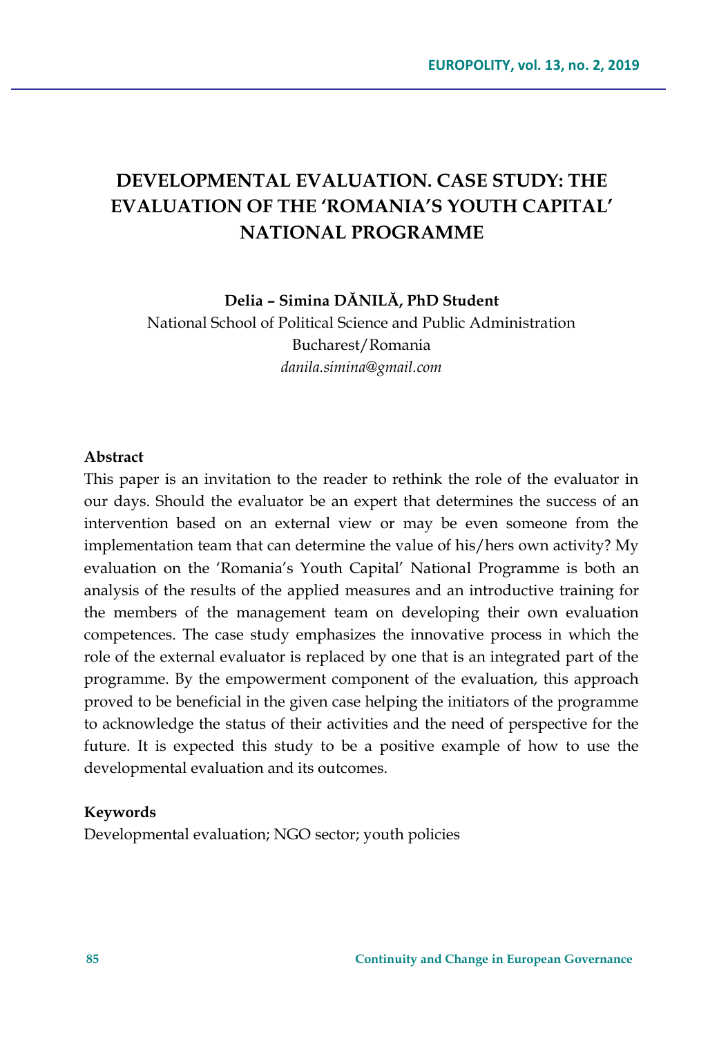# DEVELOPMENTAL EVALUATION. CASE STUDY: THE EVALUATION OF THE 'ROMANIA'S YOUTH CAPITAL' NATIONAL PROGRAMME

**Delia – Simina DĂNILĂ, PhD Student**

National School of Political Science and Public Administration

Bucharest/Romania

*danila.simina@gmail.com*

**Abstract**

This paper is an invitation to the reader to rethink the role of the evaluator in our days. Should the evaluator be an expert that determines the success of an intervention based on an external view or may be even someone from the implementation team that can determine the value of his/hers own activity? My evaluation on the 'Romania's Youth Capital' National Programme is both an analysis of the results of the applied measures and an introductive training for the members of the management team on developing their own evaluation competences. The case study emphasizes the innovative process in which the role of the external evaluator is replaced by one that is an integrated part of the programme. By the empowerment component of the evaluation, this approach proved to be beneficial in the given case helping the initiators of the programme to acknowledge the status of their activities and the need of perspective for the future. It is expected this study to be a positive example of how to use the developmental evaluation and its outcomes.

**Keywords**

Developmental evaluation; NGO sector; youth policies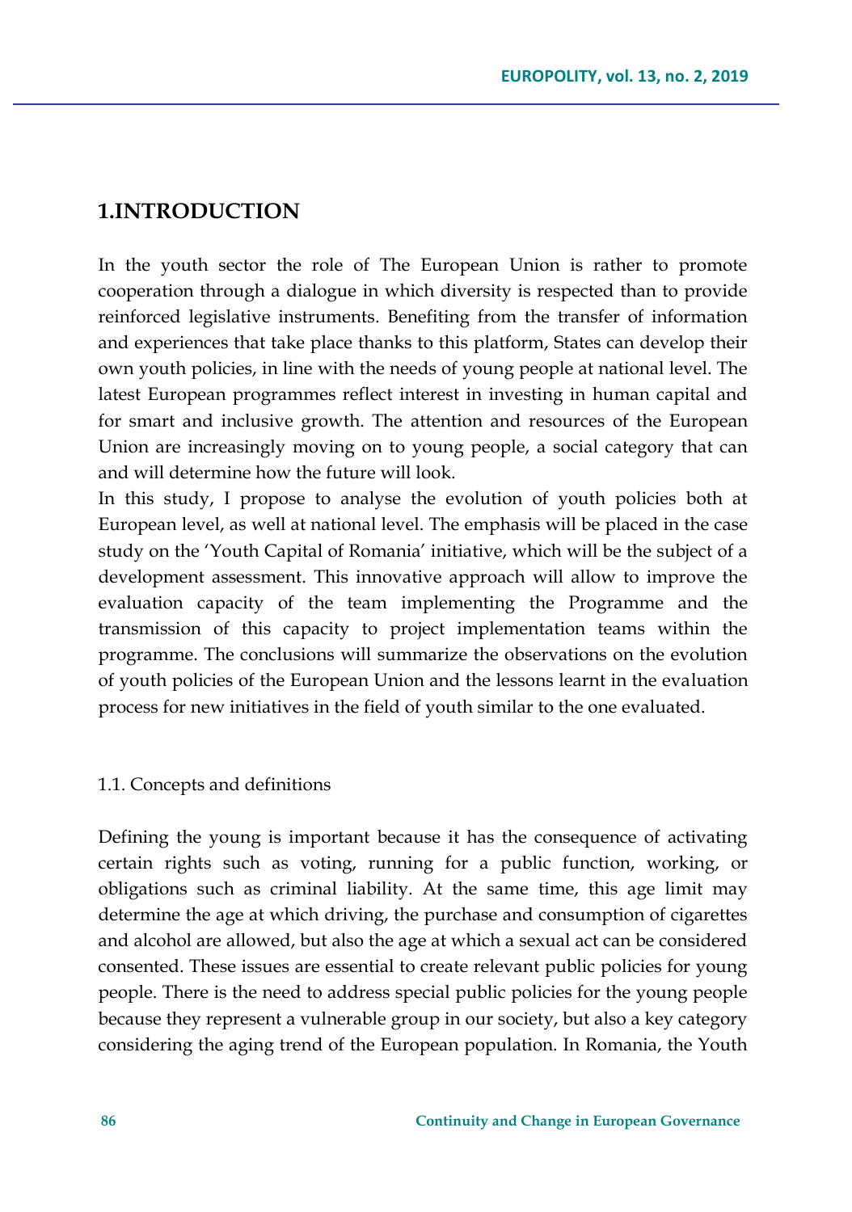## 1.INTRODUCTION

In the youth sector the role of The European Union is rather to promote cooperation through a dialogue in which diversity is respected than to provide reinforced legislative instruments. Benefiting from the transfer of information and experiences that take place thanks to this platform, States can develop their own youth policies, in line with the needs of young people at national level. The latest European programmes reflect interest in investing in human capital and for smart and inclusive growth. The attention and resources of the European Union are increasingly moving on to young people, a social category that can and will determine how the future will look.

In this study, I propose to analyse the evolution of youth policies both at European level, as well at national level. The emphasis will be placed in the case study on the 'Youth Capital of Romania' initiative, which will be the subject of a development assessment. This innovative approach will allow to improve the evaluation capacity of the team implementing the Programme and the transmission of this capacity to project implementation teams within the programme. The conclusions will summarize the observations on the evolution of youth policies of the European Union and the lessons learnt in the evaluation process for new initiatives in the field of youth similar to the one evaluated.

### 1.1. Concepts and definitions

Defining the young is important because it has the consequence of activating certain rights such as voting, running for a public function, working, or obligations such as criminal liability. At the same time, this age limit may determine the age at which driving, the purchase and consumption of cigarettes and alcohol are allowed, but also the age at which a sexual act can be considered consented. These issues are essential to create relevant public policies for young people. There is the need to address special public policies for the young people because they represent a vulnerable group in our society, but also a key category considering the aging trend of the European population. In Romania, the Youth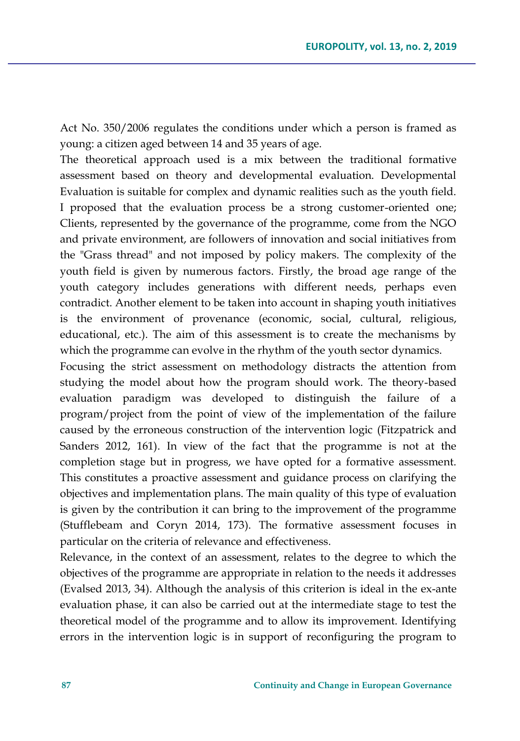Act No. 350/2006 regulates the conditions under which a person is framed as young: a citizen aged between 14 and 35 years of age.

The theoretical approach used is a mix between the traditional formative assessment based on theory and developmental evaluation. Developmental Evaluation is suitable for complex and dynamic realities such as the youth field. I proposed that the evaluation process be a strong customer-oriented one; Clients, represented by the governance of the programme, come from the NGO and private environment, are followers of innovation and social initiatives from the "Grass thread" and not imposed by policy makers. The complexity of the youth field is given by numerous factors. Firstly, the broad age range of the youth category includes generations with different needs, perhaps even contradict. Another element to be taken into account in shaping youth initiatives is the environment of provenance (economic, social, cultural, religious, educational, etc.). The aim of this assessment is to create the mechanisms by which the programme can evolve in the rhythm of the youth sector dynamics.

Focusing the strict assessment on methodology distracts the attention from studying the model about how the program should work. The theory-based evaluation paradigm was developed to distinguish the failure of a program/project from the point of view of the implementation of the failure caused by the erroneous construction of the intervention logic (Fitzpatrick and Sanders 2012, 161). In view of the fact that the programme is not at the completion stage but in progress, we have opted for a formative assessment. This constitutes a proactive assessment and guidance process on clarifying the objectives and implementation plans. The main quality of this type of evaluation is given by the contribution it can bring to the improvement of the programme (Stufflebeam and Coryn 2014, 173). The formative assessment focuses in particular on the criteria of relevance and effectiveness.

Relevance, in the context of an assessment, relates to the degree to which the objectives of the programme are appropriate in relation to the needs it addresses (Evalsed 2013, 34). Although the analysis of this criterion is ideal in the ex-ante evaluation phase, it can also be carried out at the intermediate stage to test the theoretical model of the programme and to allow its improvement. Identifying errors in the intervention logic is in support of reconfiguring the program to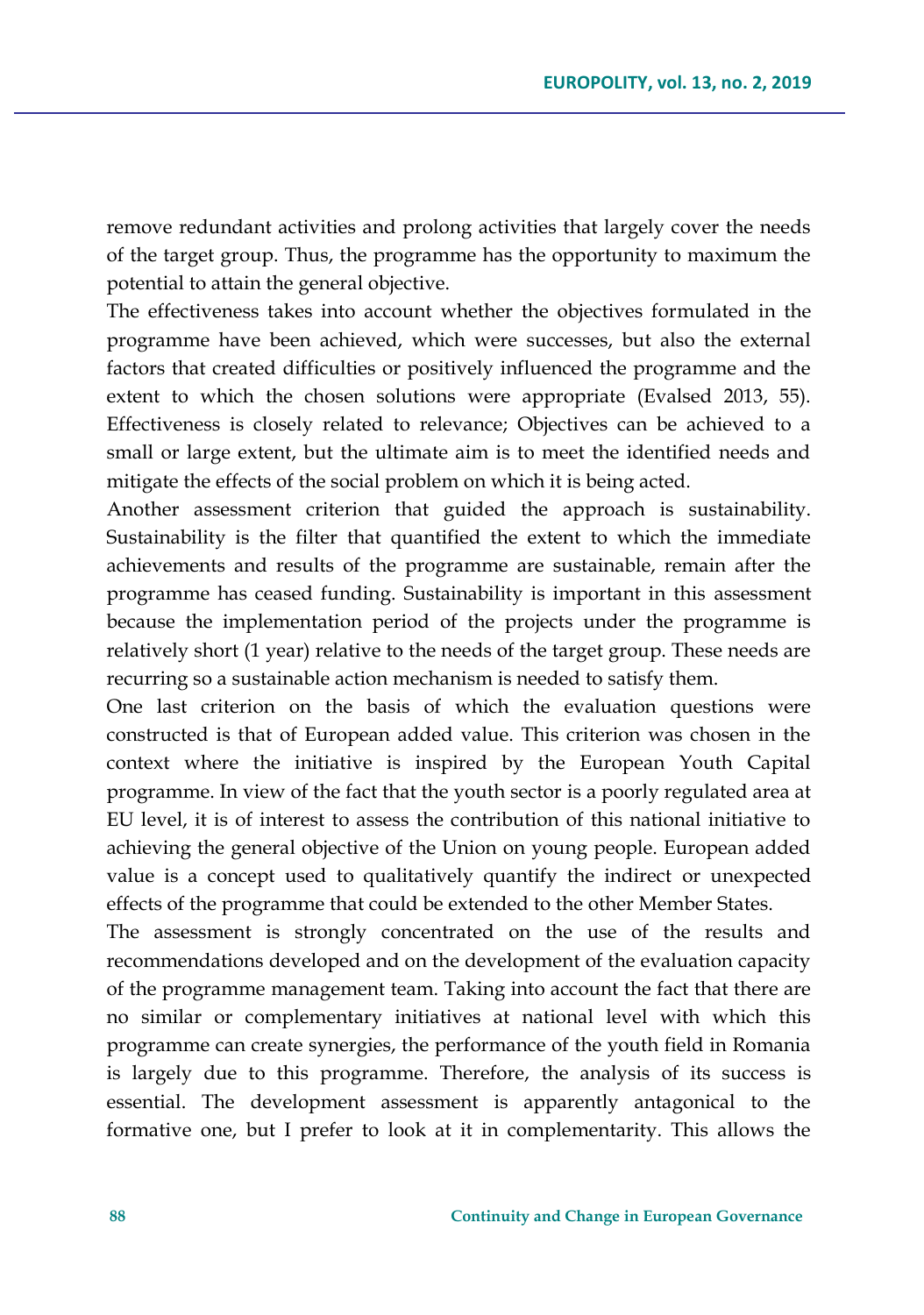remove redundant activities and prolong activities that largely cover the needs of the target group. Thus, the programme has the opportunity to maximum the potential to attain the general objective.

The effectiveness takes into account whether the objectives formulated in the programme have been achieved, which were successes, but also the external factors that created difficulties or positively influenced the programme and the extent to which the chosen solutions were appropriate (Evalsed 2013, 55). Effectiveness is closely related to relevance; Objectives can be achieved to a small or large extent, but the ultimate aim is to meet the identified needs and mitigate the effects of the social problem on which it is being acted.

Another assessment criterion that guided the approach is sustainability. Sustainability is the filter that quantified the extent to which the immediate achievements and results of the programme are sustainable, remain after the programme has ceased funding. Sustainability is important in this assessment because the implementation period of the projects under the programme is relatively short (1 year) relative to the needs of the target group. These needs are recurring so a sustainable action mechanism is needed to satisfy them.

One last criterion on the basis of which the evaluation questions were constructed is that of European added value. This criterion was chosen in the context where the initiative is inspired by the European Youth Capital programme. In view of the fact that the youth sector is a poorly regulated area at EU level, it is of interest to assess the contribution of this national initiative to achieving the general objective of the Union on young people. European added value is a concept used to qualitatively quantify the indirect or unexpected effects of the programme that could be extended to the other Member States.

The assessment is strongly concentrated on the use of the results and recommendations developed and on the development of the evaluation capacity of the programme management team. Taking into account the fact that there are no similar or complementary initiatives at national level with which this programme can create synergies, the performance of the youth field in Romania is largely due to this programme. Therefore, the analysis of its success is essential. The development assessment is apparently antagonical to the formative one, but I prefer to look at it in complementarity. This allows the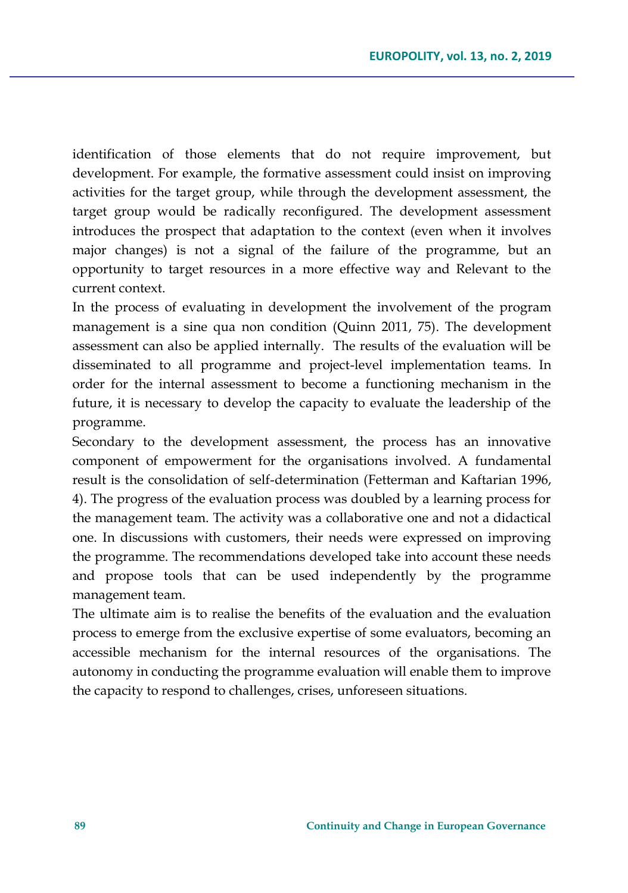identification of those elements that do not require improvement, but development. For example, the formative assessment could insist on improving activities for the target group, while through the development assessment, the target group would be radically reconfigured. The development assessment introduces the prospect that adaptation to the context (even when it involves major changes) is not a signal of the failure of the programme, but an opportunity to target resources in a more effective way and Relevant to the current context.

In the process of evaluating in development the involvement of the program management is a sine qua non condition (Quinn 2011, 75). The development assessment can also be applied internally. The results of the evaluation will be disseminated to all programme and project-level implementation teams. In order for the internal assessment to become a functioning mechanism in the future, it is necessary to develop the capacity to evaluate the leadership of the programme.

Secondary to the development assessment, the process has an innovative component of empowerment for the organisations involved. A fundamental result is the consolidation of self-determination (Fetterman and Kaftarian 1996, 4). The progress of the evaluation process was doubled by a learning process for the management team. The activity was a collaborative one and not a didactical one. In discussions with customers, their needs were expressed on improving the programme. The recommendations developed take into account these needs and propose tools that can be used independently by the programme management team.

The ultimate aim is to realise the benefits of the evaluation and the evaluation process to emerge from the exclusive expertise of some evaluators, becoming an accessible mechanism for the internal resources of the organisations. The autonomy in conducting the programme evaluation will enable them to improve the capacity to respond to challenges, crises, unforeseen situations.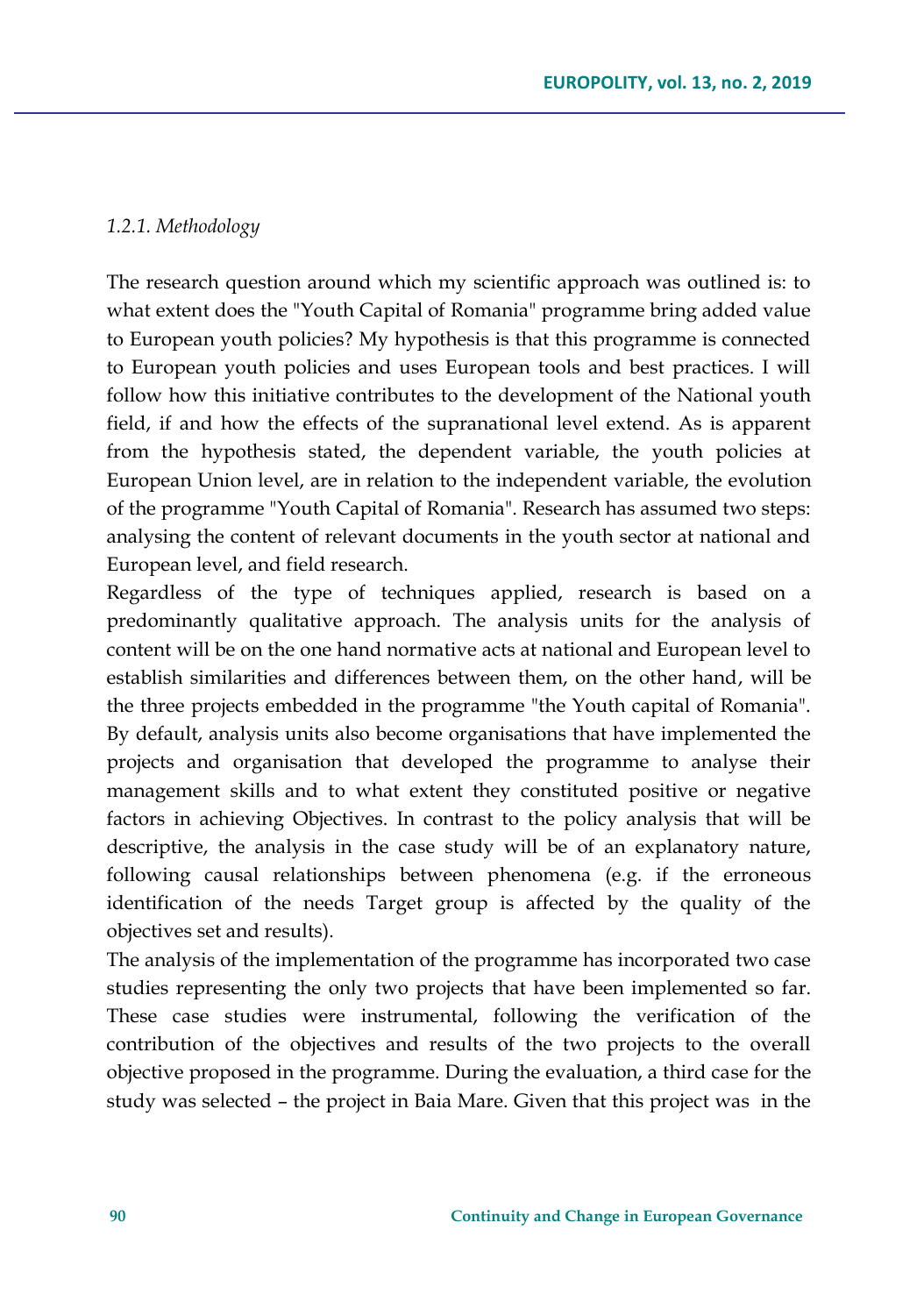*1.2.1. Methodology*

The research question around which my scientific approach was outlined is: to what extent does the "Youth Capital of Romania" programme bring added value to European youth policies? My hypothesis is that this programme is connected to European youth policies and uses European tools and best practices. I will follow how this initiative contributes to the development of the National youth field, if and how the effects of the supranational level extend. As is apparent from the hypothesis stated, the dependent variable, the youth policies at European Union level, are in relation to the independent variable, the evolution of the programme "Youth Capital of Romania". Research has assumed two steps: analysing the content of relevant documents in the youth sector at national and European level, and field research.

Regardless of the type of techniques applied, research is based on a predominantly qualitative approach. The analysis units for the analysis of content will be on the one hand normative acts at national and European level to establish similarities and differences between them, on the other hand, will be the three projects embedded in the programme "the Youth capital of Romania". By default, analysis units also become organisations that have implemented the projects and organisation that developed the programme to analyse their management skills and to what extent they constituted positive or negative factors in achieving Objectives. In contrast to the policy analysis that will be descriptive, the analysis in the case study will be of an explanatory nature, following causal relationships between phenomena (e.g. if the erroneous identification of the needs Target group is affected by the quality of the objectives set and results).

The analysis of the implementation of the programme has incorporated two case studies representing the only two projects that have been implemented so far. These case studies were instrumental, following the verification of the contribution of the objectives and results of the two projects to the overall objective proposed in the programme. During the evaluation, a third case for the study was selected – the project in Baia Mare. Given that this project was in the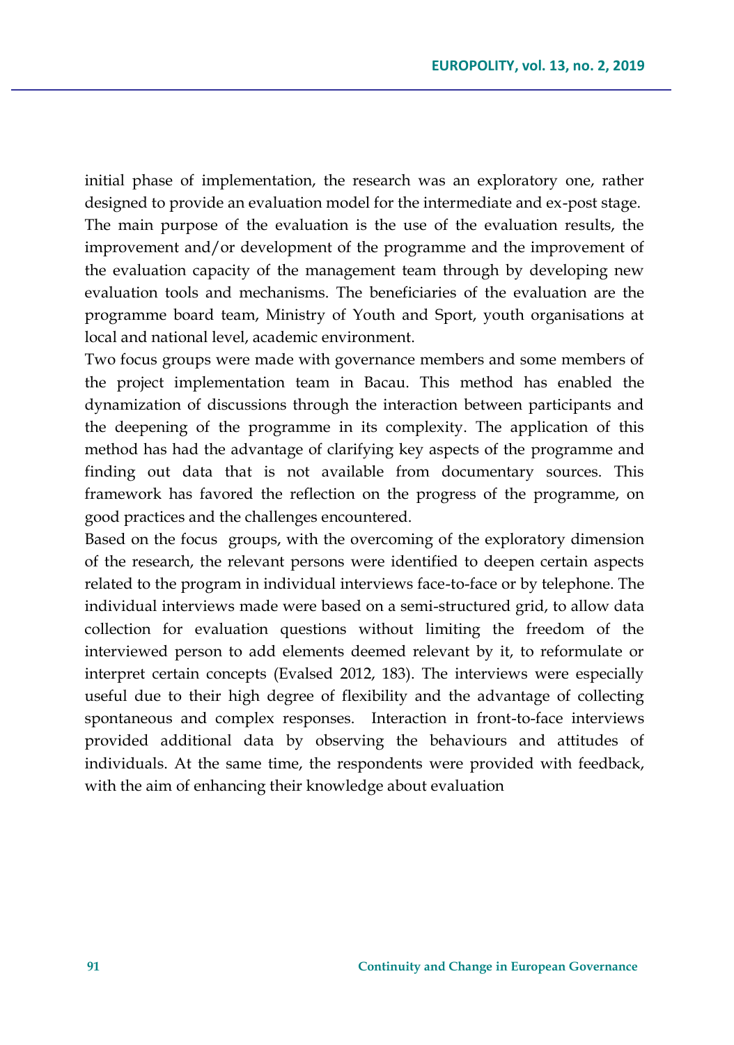initial phase of implementation, the research was an exploratory one, rather designed to provide an evaluation model for the intermediate and ex-post stage. The main purpose of the evaluation is the use of the evaluation results, the improvement and/or development of the programme and the improvement of the evaluation capacity of the management team through by developing new evaluation tools and mechanisms. The beneficiaries of the evaluation are the programme board team, Ministry of Youth and Sport, youth organisations at local and national level, academic environment.

Two focus groups were made with governance members and some members of the project implementation team in Bacau. This method has enabled the dynamization of discussions through the interaction between participants and the deepening of the programme in its complexity. The application of this method has had the advantage of clarifying key aspects of the programme and finding out data that is not available from documentary sources. This framework has favored the reflection on the progress of the programme, on good practices and the challenges encountered.

Based on the focus groups, with the overcoming of the exploratory dimension of the research, the relevant persons were identified to deepen certain aspects related to the program in individual interviews face-to-face or by telephone. The individual interviews made were based on a semi-structured grid, to allow data collection for evaluation questions without limiting the freedom of the interviewed person to add elements deemed relevant by it, to reformulate or interpret certain concepts (Evalsed 2012, 183). The interviews were especially useful due to their high degree of flexibility and the advantage of collecting spontaneous and complex responses. Interaction in front-to-face interviews provided additional data by observing the behaviours and attitudes of individuals. At the same time, the respondents were provided with feedback, with the aim of enhancing their knowledge about evaluation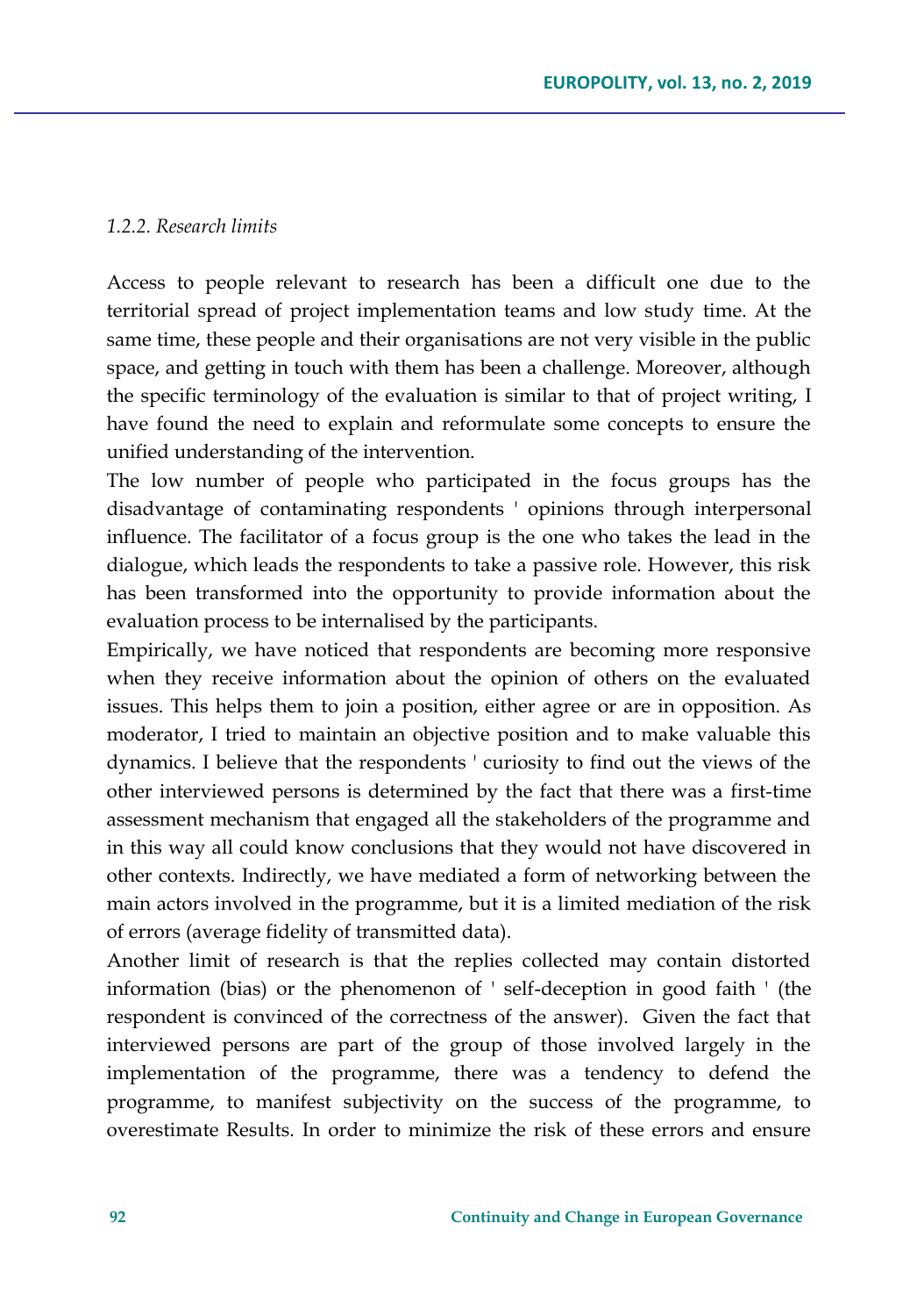*1.2.2. Research limits*

Access to people relevant to research has been a difficult one due to the territorial spread of project implementation teams and low study time. At the same time, these people and their organisations are not very visible in the public space, and getting in touch with them has been a challenge. Moreover, although the specific terminology of the evaluation is similar to that of project writing, I have found the need to explain and reformulate some concepts to ensure the unified understanding of the intervention.

The low number of people who participated in the focus groups has the disadvantage of contaminating respondents ' opinions through interpersonal influence. The facilitator of a focus group is the one who takes the lead in the dialogue, which leads the respondents to take a passive role. However, this risk has been transformed into the opportunity to provide information about the evaluation process to be internalised by the participants.

Empirically, we have noticed that respondents are becoming more responsive when they receive information about the opinion of others on the evaluated issues. This helps them to join a position, either agree or are in opposition. As moderator, I tried to maintain an objective position and to make valuable this dynamics. I believe that the respondents ' curiosity to find out the views of the other interviewed persons is determined by the fact that there was a first-time assessment mechanism that engaged all the stakeholders of the programme and in this way all could know conclusions that they would not have discovered in other contexts. Indirectly, we have mediated a form of networking between the main actors involved in the programme, but it is a limited mediation of the risk of errors (average fidelity of transmitted data).

Another limit of research is that the replies collected may contain distorted information (bias) or the phenomenon of ' self-deception in good faith ' (the respondent is convinced of the correctness of the answer). Given the fact that interviewed persons are part of the group of those involved largely in the implementation of the programme, there was a tendency to defend the programme, to manifest subjectivity on the success of the programme, to overestimate Results. In order to minimize the risk of these errors and ensure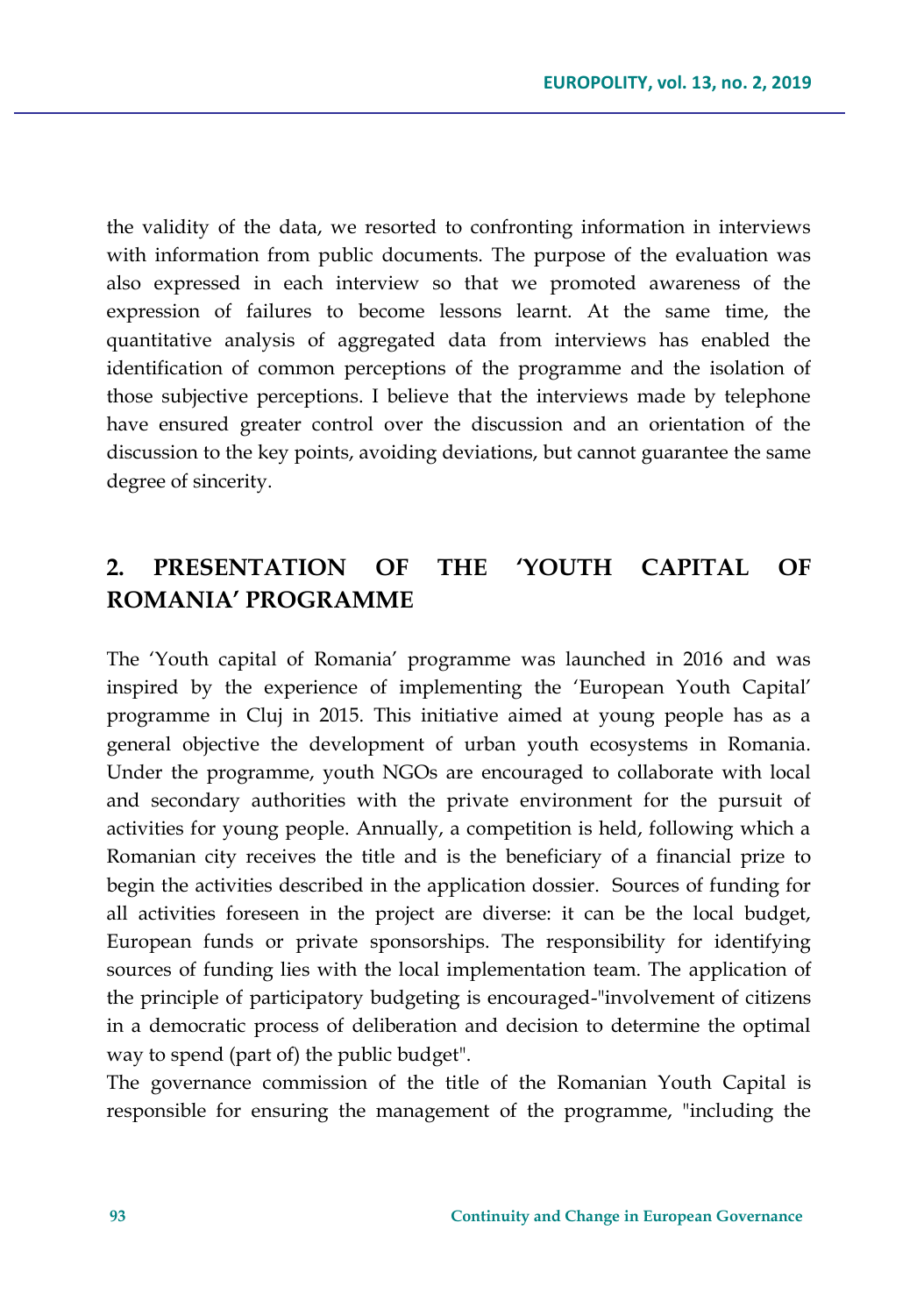the validity of the data, we resorted to confronting information in interviews with information from public documents. The purpose of the evaluation was also expressed in each interview so that we promoted awareness of the expression of failures to become lessons learnt. At the same time, the quantitative analysis of aggregated data from interviews has enabled the identification of common perceptions of the programme and the isolation of those subjective perceptions. I believe that the interviews made by telephone have ensured greater control over the discussion and an orientation of the discussion to the key points, avoiding deviations, but cannot guarantee the same degree of sincerity.

## 2. PRESENTATION OF THE 'YOUTH CAPITAL OF ROMANIA' PROGRAMME

The 'Youth capital of Romania' programme was launched in 2016 and was inspired by the experience of implementing the 'European Youth Capital' programme in Cluj in 2015. This initiative aimed at young people has as a general objective the development of urban youth ecosystems in Romania. Under the programme, youth NGOs are encouraged to collaborate with local and secondary authorities with the private environment for the pursuit of activities for young people. Annually, a competition is held, following which a Romanian city receives the title and is the beneficiary of a financial prize to begin the activities described in the application dossier. Sources of funding for all activities foreseen in the project are diverse: it can be the local budget, European funds or private sponsorships. The responsibility for identifying sources of funding lies with the local implementation team. The application of the principle of participatory budgeting is encouraged-"involvement of citizens in a democratic process of deliberation and decision to determine the optimal way to spend (part of) the public budget".

The governance commission of the title of the Romanian Youth Capital is responsible for ensuring the management of the programme, "including the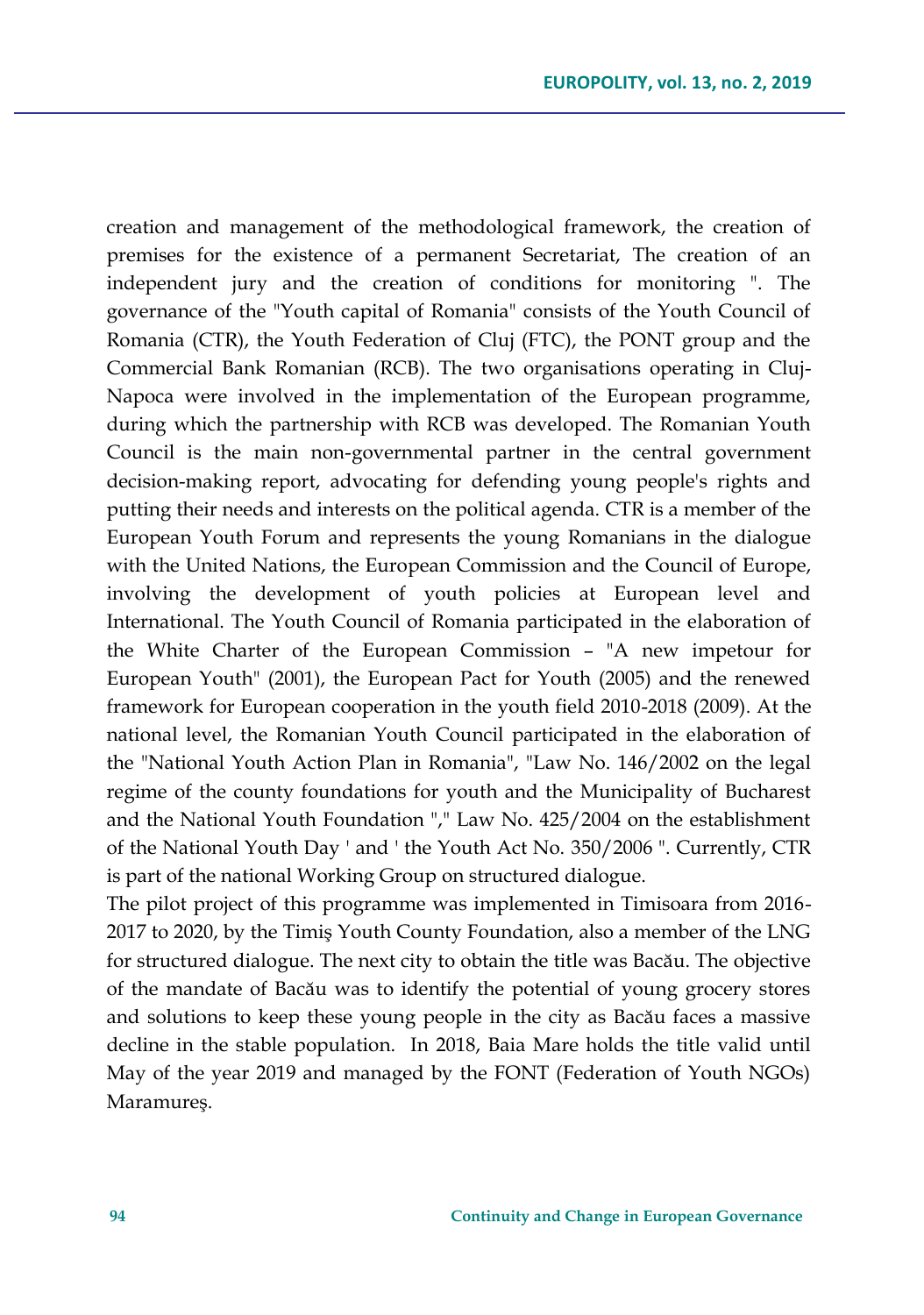creation and management of the methodological framework, the creation of premises for the existence of a permanent Secretariat, The creation of an independent jury and the creation of conditions for monitoring ". The governance of the "Youth capital of Romania" consists of the Youth Council of Romania (CTR), the Youth Federation of Cluj (FTC), the PONT group and the Commercial Bank Romanian (RCB). The two organisations operating in Cluj-Napoca were involved in the implementation of the European programme, during which the partnership with RCB was developed. The Romanian Youth Council is the main non-governmental partner in the central government decision-making report, advocating for defending young people's rights and putting their needs and interests on the political agenda. CTR is a member of the European Youth Forum and represents the young Romanians in the dialogue with the United Nations, the European Commission and the Council of Europe, involving the development of youth policies at European level and International. The Youth Council of Romania participated in the elaboration of the White Charter of the European Commission – "A new impetour for European Youth" (2001), the European Pact for Youth (2005) and the renewed framework for European cooperation in the youth field 2010-2018 (2009). At the national level, the Romanian Youth Council participated in the elaboration of the "National Youth Action Plan in Romania", "Law No. 146/2002 on the legal regime of the county foundations for youth and the Municipality of Bucharest and the National Youth Foundation "," Law No. 425/2004 on the establishment of the National Youth Day ' and ' the Youth Act No. 350/2006 ". Currently, CTR is part of the national Working Group on structured dialogue.

The pilot project of this programme was implemented in Timisoara from 2016-2017 to 2020, by the Timiş Youth County Foundation, also a member of the LNG for structured dialogue. The next city to obtain the title was Bacău. The objective of the mandate of Bacău was to identify the potential of young grocery stores and solutions to keep these young people in the city as Bacău faces a massive decline in the stable population. In 2018, Baia Mare holds the title valid until May of the year 2019 and managed by the FONT (Federation of Youth NGOs) Maramureş.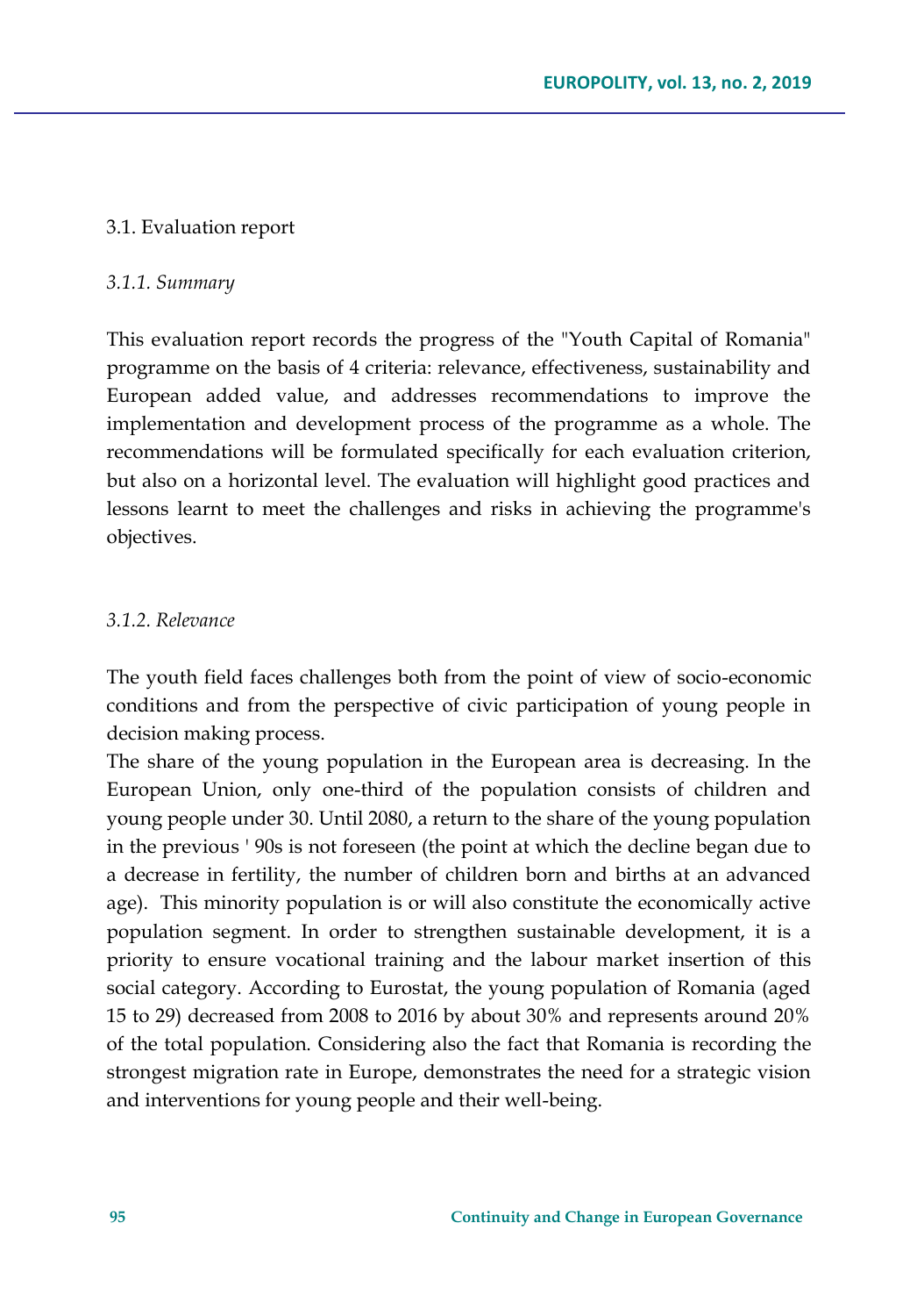### 3.1. Evaluation report

#### *3.1.1. Summary*

This evaluation report records the progress of the "Youth Capital of Romania" programme on the basis of 4 criteria: relevance, effectiveness, sustainability and European added value, and addresses recommendations to improve the implementation and development process of the programme as a whole. The recommendations will be formulated specifically for each evaluation criterion, but also on a horizontal level. The evaluation will highlight good practices and lessons learnt to meet the challenges and risks in achieving the programme's objectives.

#### *3.1.2. Relevance*

The youth field faces challenges both from the point of view of socio-economic conditions and from the perspective of civic participation of young people in decision making process.

The share of the young population in the European area is decreasing. In the European Union, only one-third of the population consists of children and young people under 30. Until 2080, a return to the share of the young population in the previous ' 90s is not foreseen (the point at which the decline began due to a decrease in fertility, the number of children born and births at an advanced age). This minority population is or will also constitute the economically active population segment. In order to strengthen sustainable development, it is a priority to ensure vocational training and the labour market insertion of this social category. According to Eurostat, the young population of Romania (aged 15 to 29) decreased from 2008 to 2016 by about 30% and represents around 20% of the total population. Considering also the fact that Romania is recording the strongest migration rate in Europe, demonstrates the need for a strategic vision and interventions for young people and their well-being.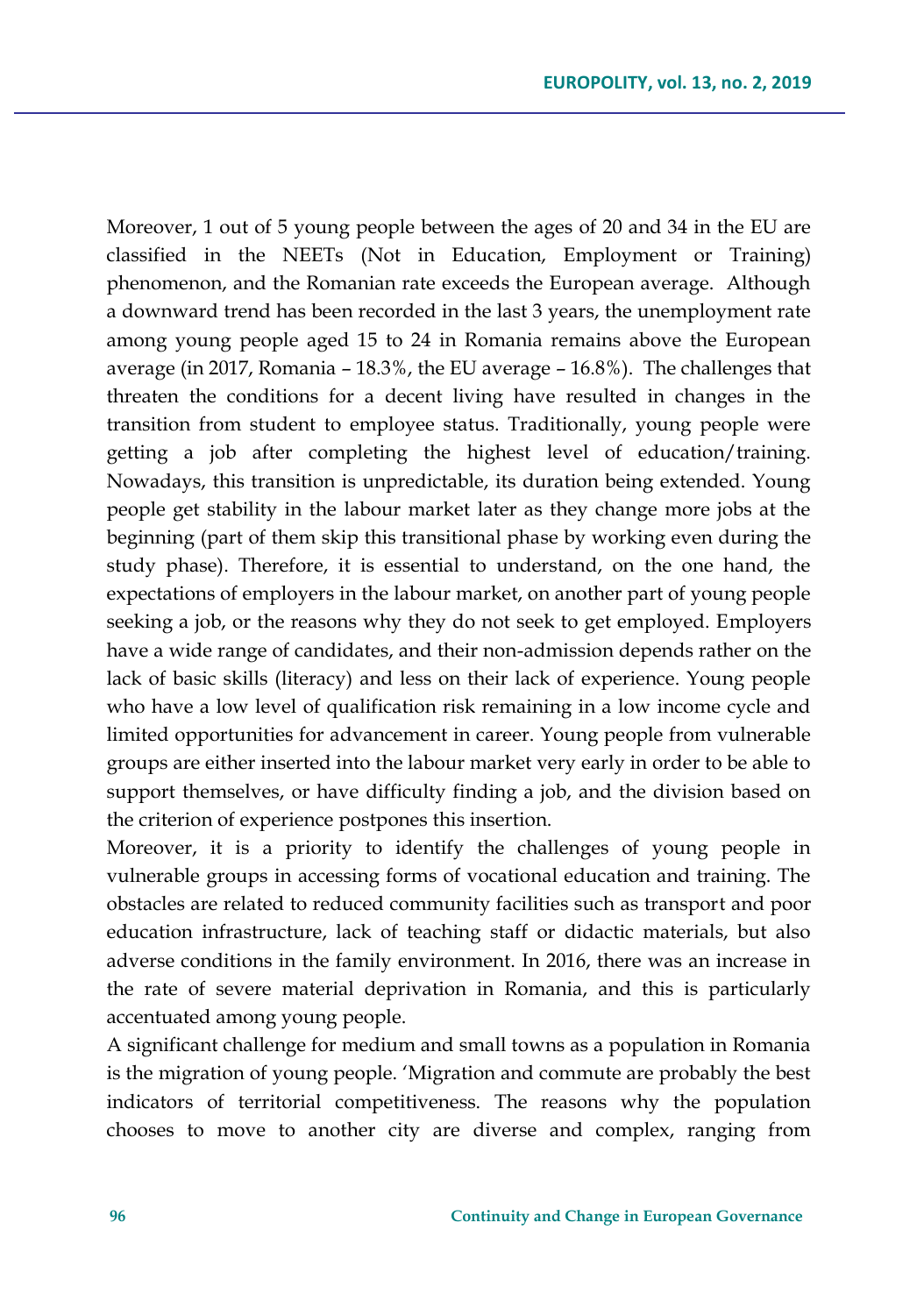Moreover, 1 out of 5 young people between the ages of 20 and 34 in the EU are classified in the NEETs (Not in Education, Employment or Training) phenomenon, and the Romanian rate exceeds the European average. Although a downward trend has been recorded in the last 3 years, the unemployment rate among young people aged 15 to 24 in Romania remains above the European average (in 2017, Romania – 18.3%, the EU average – 16.8%). The challenges that threaten the conditions for a decent living have resulted in changes in the transition from student to employee status. Traditionally, young people were getting a job after completing the highest level of education/training. Nowadays, this transition is unpredictable, its duration being extended. Young people get stability in the labour market later as they change more jobs at the beginning (part of them skip this transitional phase by working even during the study phase). Therefore, it is essential to understand, on the one hand, the expectations of employers in the labour market, on another part of young people seeking a job, or the reasons why they do not seek to get employed. Employers have a wide range of candidates, and their non-admission depends rather on the lack of basic skills (literacy) and less on their lack of experience. Young people who have a low level of qualification risk remaining in a low income cycle and limited opportunities for advancement in career. Young people from vulnerable groups are either inserted into the labour market very early in order to be able to support themselves, or have difficulty finding a job, and the division based on the criterion of experience postpones this insertion.

Moreover, it is a priority to identify the challenges of young people in vulnerable groups in accessing forms of vocational education and training. The obstacles are related to reduced community facilities such as transport and poor education infrastructure, lack of teaching staff or didactic materials, but also adverse conditions in the family environment. In 2016, there was an increase in the rate of severe material deprivation in Romania, and this is particularly accentuated among young people.

A significant challenge for medium and small towns as a population in Romania is the migration of young people. 'Migration and commute are probably the best indicators of territorial competitiveness. The reasons why the population chooses to move to another city are diverse and complex, ranging from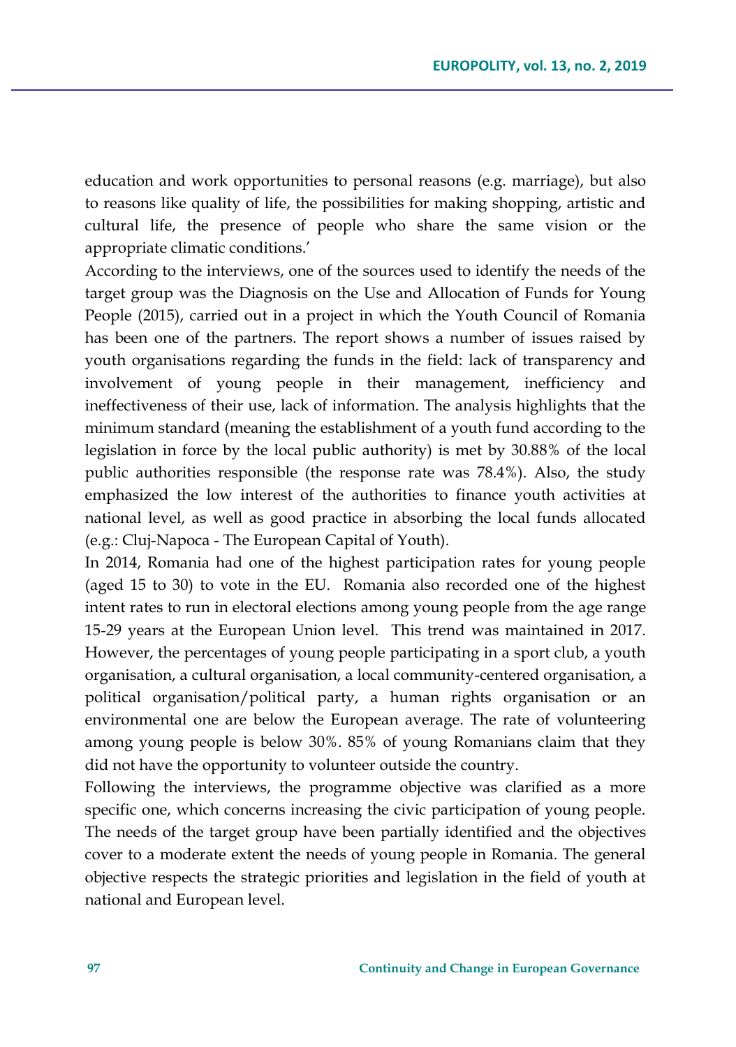education and work opportunities to personal reasons (e.g. marriage), but also to reasons like quality of life, the possibilities for making shopping, artistic and cultural life, the presence of people who share the same vision or the appropriate climatic conditions.'

According to the interviews, one of the sources used to identify the needs of the target group was the Diagnosis on the Use and Allocation of Funds for Young People (2015), carried out in a project in which the Youth Council of Romania has been one of the partners. The report shows a number of issues raised by youth organisations regarding the funds in the field: lack of transparency and involvement of young people in their management, inefficiency and ineffectiveness of their use, lack of information. The analysis highlights that the minimum standard (meaning the establishment of a youth fund according to the legislation in force by the local public authority) is met by 30.88% of the local public authorities responsible (the response rate was 78.4%). Also, the study emphasized the low interest of the authorities to finance youth activities at national level, as well as good practice in absorbing the local funds allocated (e.g.: Cluj-Napoca - The European Capital of Youth).

In 2014, Romania had one of the highest participation rates for young people (aged 15 to 30) to vote in the EU. Romania also recorded one of the highest intent rates to run in electoral elections among young people from the age range 15-29 years at the European Union level. This trend was maintained in 2017. However, the percentages of young people participating in a sport club, a youth organisation, a cultural organisation, a local community-centered organisation, a political organisation/political party, a human rights organisation or an environmental one are below the European average. The rate of volunteering among young people is below 30%. 85% of young Romanians claim that they did not have the opportunity to volunteer outside the country.

Following the interviews, the programme objective was clarified as a more specific one, which concerns increasing the civic participation of young people. The needs of the target group have been partially identified and the objectives cover to a moderate extent the needs of young people in Romania. The general objective respects the strategic priorities and legislation in the field of youth at national and European level.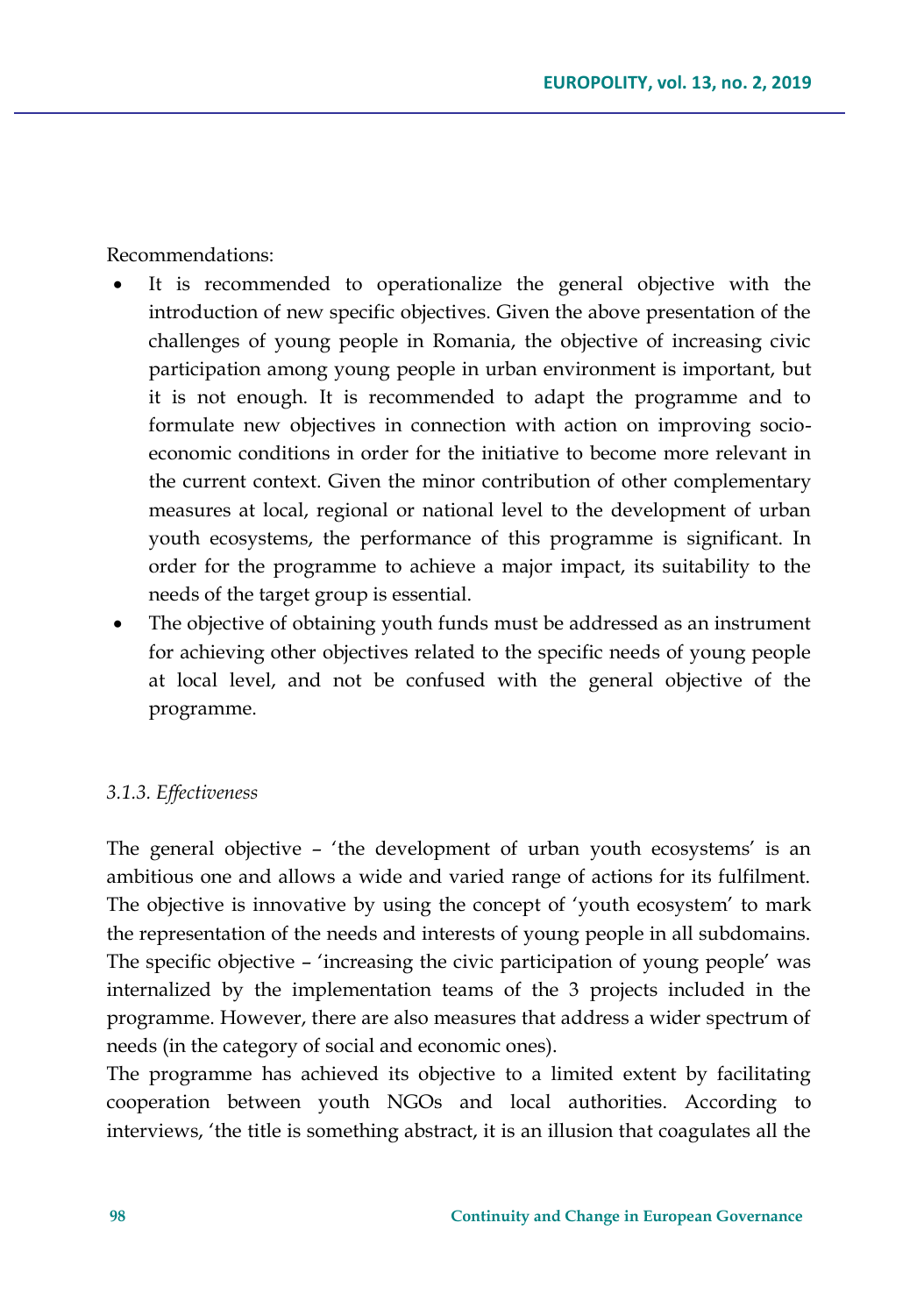Recommendations:

- It is recommended to operationalize the general objective with the introduction of new specific objectives. Given the above presentation of the challenges of young people in Romania, the objective of increasing civic participation among young people in urban environment is important, but it is not enough. It is recommended to adapt the programme and to formulate new objectives in connection with action on improving socio-economic conditions in order for the initiative to become more relevant in the current context. Given the minor contribution of other complementary measures at local, regional or national level to the development of urban youth ecosystems, the performance of this programme is significant. In order for the programme to achieve a major impact, its suitability to the needs of the target group is essential.
- The objective of obtaining youth funds must be addressed as an instrument for achieving other objectives related to the specific needs of young people at local level, and not be confused with the general objective of the programme.

### *3.1.3. Effectiveness*

The general objective – 'the development of urban youth ecosystems' is an ambitious one and allows a wide and varied range of actions for its fulfilment. The objective is innovative by using the concept of 'youth ecosystem' to mark the representation of the needs and interests of young people in all subdomains. The specific objective – 'increasing the civic participation of young people' was internalized by the implementation teams of the 3 projects included in the programme. However, there are also measures that address a wider spectrum of needs (in the category of social and economic ones).

The programme has achieved its objective to a limited extent by facilitating cooperation between youth NGOs and local authorities. According to interviews, 'the title is something abstract, it is an illusion that coagulates all the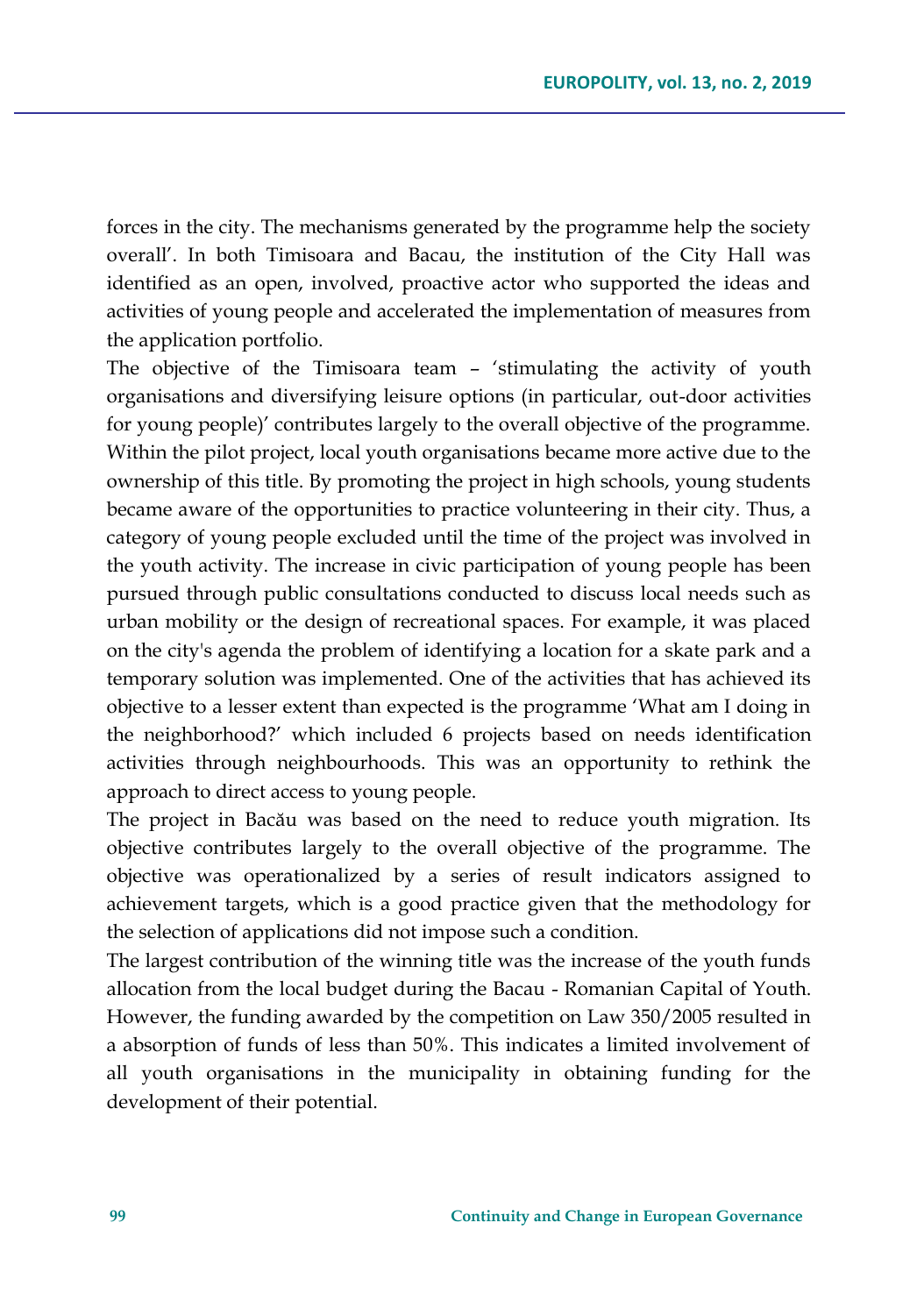forces in the city. The mechanisms generated by the programme help the society overall'. In both Timisoara and Bacau, the institution of the City Hall was identified as an open, involved, proactive actor who supported the ideas and activities of young people and accelerated the implementation of measures from the application portfolio.

The objective of the Timisoara team – 'stimulating the activity of youth organisations and diversifying leisure options (in particular, out-door activities for young people)' contributes largely to the overall objective of the programme. Within the pilot project, local youth organisations became more active due to the ownership of this title. By promoting the project in high schools, young students became aware of the opportunities to practice volunteering in their city. Thus, a category of young people excluded until the time of the project was involved in the youth activity. The increase in civic participation of young people has been pursued through public consultations conducted to discuss local needs such as urban mobility or the design of recreational spaces. For example, it was placed on the city's agenda the problem of identifying a location for a skate park and a temporary solution was implemented. One of the activities that has achieved its objective to a lesser extent than expected is the programme 'What am I doing in the neighborhood?' which included 6 projects based on needs identification activities through neighbourhoods. This was an opportunity to rethink the approach to direct access to young people.

The project in Bacău was based on the need to reduce youth migration. Its objective contributes largely to the overall objective of the programme. The objective was operationalized by a series of result indicators assigned to achievement targets, which is a good practice given that the methodology for the selection of applications did not impose such a condition.

The largest contribution of the winning title was the increase of the youth funds allocation from the local budget during the Bacau - Romanian Capital of Youth. However, the funding awarded by the competition on Law 350/2005 resulted in a absorption of funds of less than 50%. This indicates a limited involvement of all youth organisations in the municipality in obtaining funding for the development of their potential.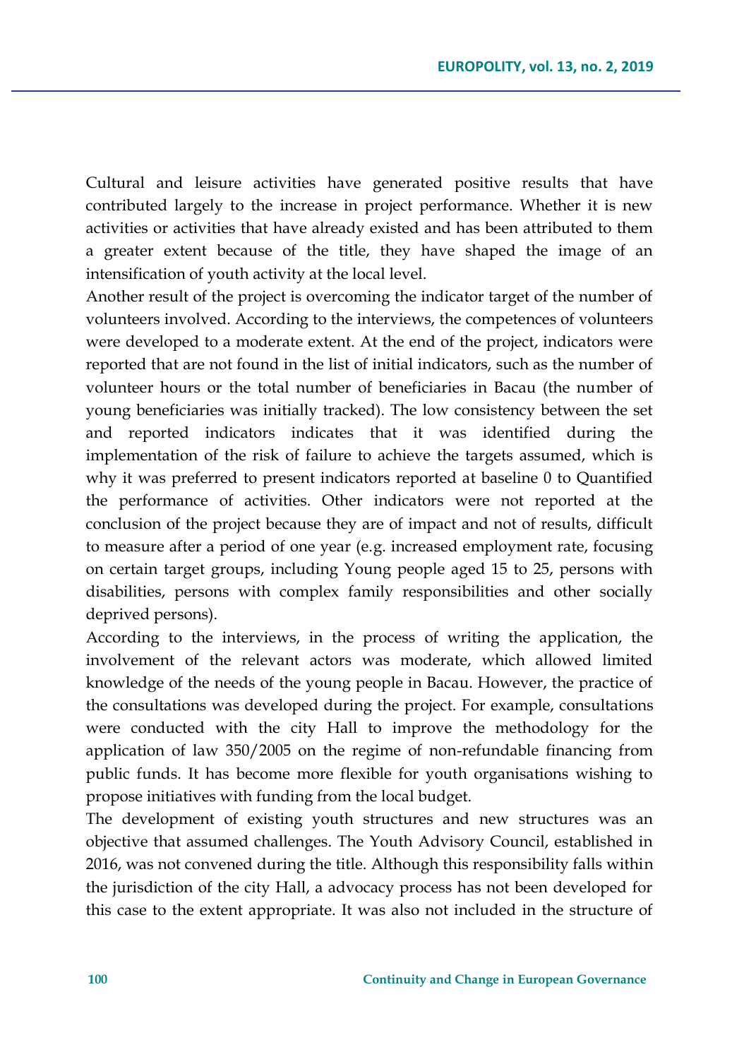Cultural and leisure activities have generated positive results that have contributed largely to the increase in project performance. Whether it is new activities or activities that have already existed and has been attributed to them a greater extent because of the title, they have shaped the image of an intensification of youth activity at the local level.

Another result of the project is overcoming the indicator target of the number of volunteers involved. According to the interviews, the competences of volunteers were developed to a moderate extent. At the end of the project, indicators were reported that are not found in the list of initial indicators, such as the number of volunteer hours or the total number of beneficiaries in Bacau (the number of young beneficiaries was initially tracked). The low consistency between the set and reported indicators indicates that it was identified during the implementation of the risk of failure to achieve the targets assumed, which is why it was preferred to present indicators reported at baseline 0 to Quantified the performance of activities. Other indicators were not reported at the conclusion of the project because they are of impact and not of results, difficult to measure after a period of one year (e.g. increased employment rate, focusing on certain target groups, including Young people aged 15 to 25, persons with disabilities, persons with complex family responsibilities and other socially deprived persons).

According to the interviews, in the process of writing the application, the involvement of the relevant actors was moderate, which allowed limited knowledge of the needs of the young people in Bacau. However, the practice of the consultations was developed during the project. For example, consultations were conducted with the city Hall to improve the methodology for the application of law 350/2005 on the regime of non-refundable financing from public funds. It has become more flexible for youth organisations wishing to propose initiatives with funding from the local budget.

The development of existing youth structures and new structures was an objective that assumed challenges. The Youth Advisory Council, established in 2016, was not convened during the title. Although this responsibility falls within the jurisdiction of the city Hall, a advocacy process has not been developed for this case to the extent appropriate. It was also not included in the structure of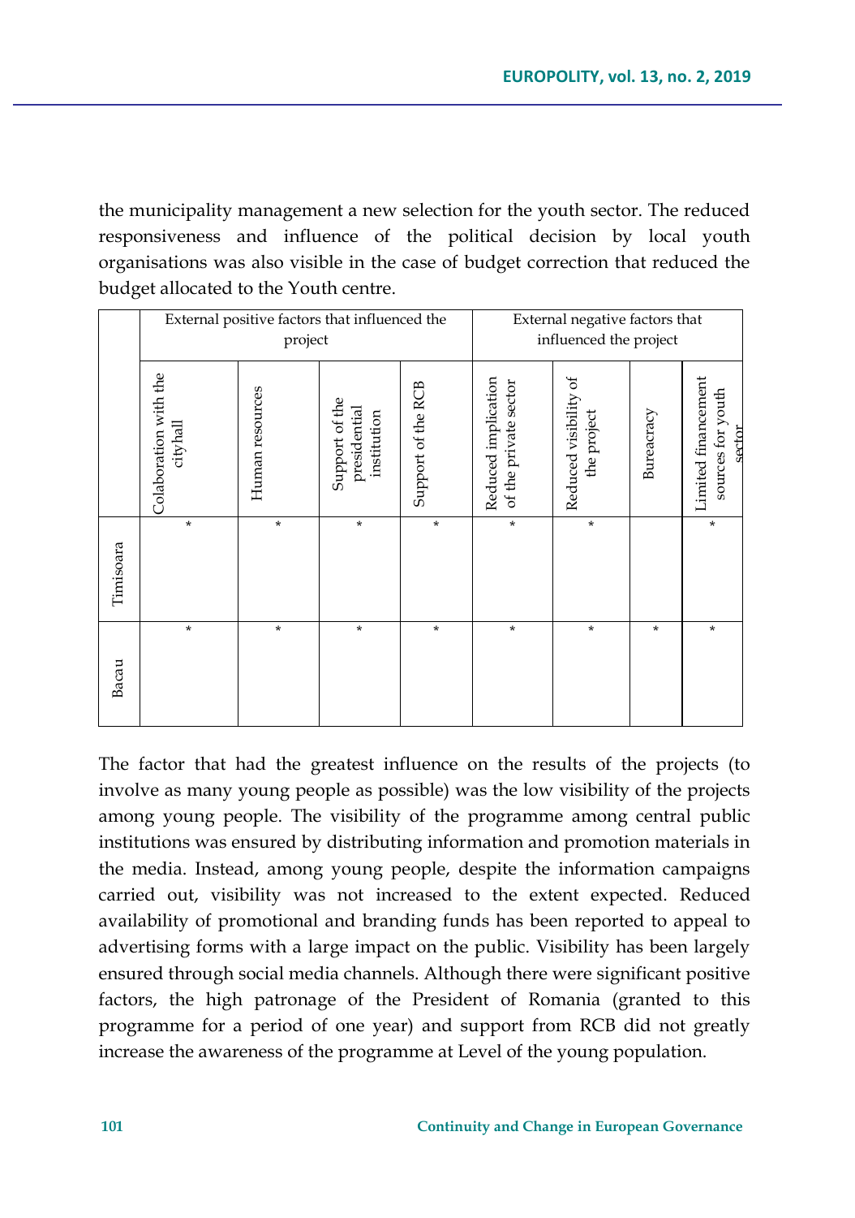the municipality management a new selection for the youth sector. The reduced responsiveness and influence of the political decision by local youth organisations was also visible in the case of budget correction that reduced the budget allocated to the Youth centre.

| | External positive factors that influenced the project | | | | External negative factors that influenced the project | | | |
|---|---|---|---|---|---|---|---|---|
| | Colaboration with the cityhall | Human resources | Support of the presidential institution | Support of the RCB | Reduced implication of the private sector | Reduced visibility of the project | Bureacracy | Limited financement sources for youth sector |
| Timisoara | * | * | * | * | * | * | | * |
| Bacau | * | * | * | * | * | * | * | * |

The factor that had the greatest influence on the results of the projects (to involve as many young people as possible) was the low visibility of the projects among young people. The visibility of the programme among central public institutions was ensured by distributing information and promotion materials in the media. Instead, among young people, despite the information campaigns carried out, visibility was not increased to the extent expected. Reduced availability of promotional and branding funds has been reported to appeal to advertising forms with a large impact on the public. Visibility has been largely ensured through social media channels. Although there were significant positive factors, the high patronage of the President of Romania (granted to this programme for a period of one year) and support from RCB did not greatly increase the awareness of the programme at Level of the young population.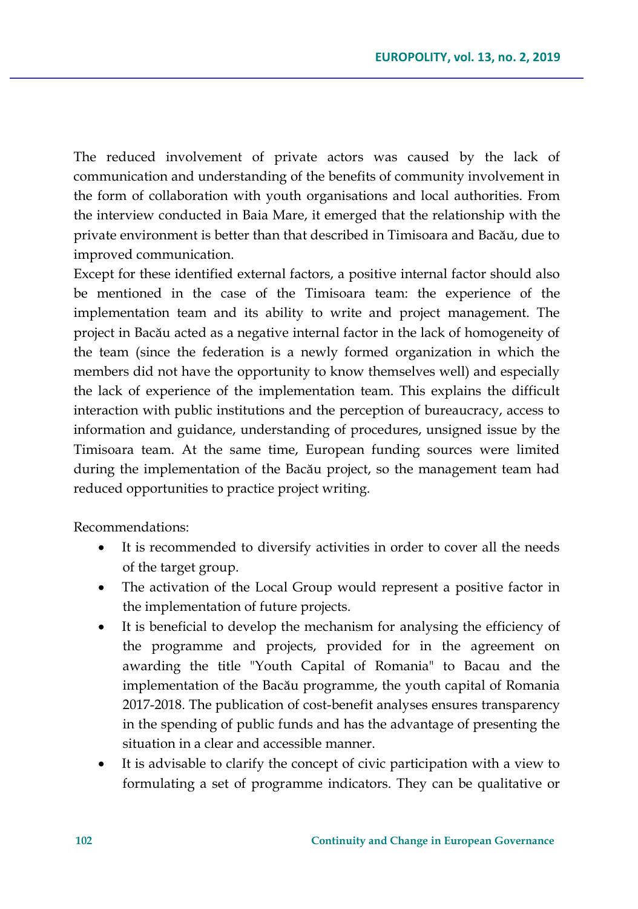The reduced involvement of private actors was caused by the lack of communication and understanding of the benefits of community involvement in the form of collaboration with youth organisations and local authorities. From the interview conducted in Baia Mare, it emerged that the relationship with the private environment is better than that described in Timisoara and Bacău, due to improved communication.

Except for these identified external factors, a positive internal factor should also be mentioned in the case of the Timisoara team: the experience of the implementation team and its ability to write and project management. The project in Bacău acted as a negative internal factor in the lack of homogeneity of the team (since the federation is a newly formed organization in which the members did not have the opportunity to know themselves well) and especially the lack of experience of the implementation team. This explains the difficult interaction with public institutions and the perception of bureaucracy, access to information and guidance, understanding of procedures, unsigned issue by the Timisoara team. At the same time, European funding sources were limited during the implementation of the Bacău project, so the management team had reduced opportunities to practice project writing.

Recommendations:

- It is recommended to diversify activities in order to cover all the needs of the target group.
- The activation of the Local Group would represent a positive factor in the implementation of future projects.
- It is beneficial to develop the mechanism for analysing the efficiency of the programme and projects, provided for in the agreement on awarding the title "Youth Capital of Romania" to Bacau and the implementation of the Bacău programme, the youth capital of Romania 2017-2018. The publication of cost-benefit analyses ensures transparency in the spending of public funds and has the advantage of presenting the situation in a clear and accessible manner.
- It is advisable to clarify the concept of civic participation with a view to formulating a set of programme indicators. They can be qualitative or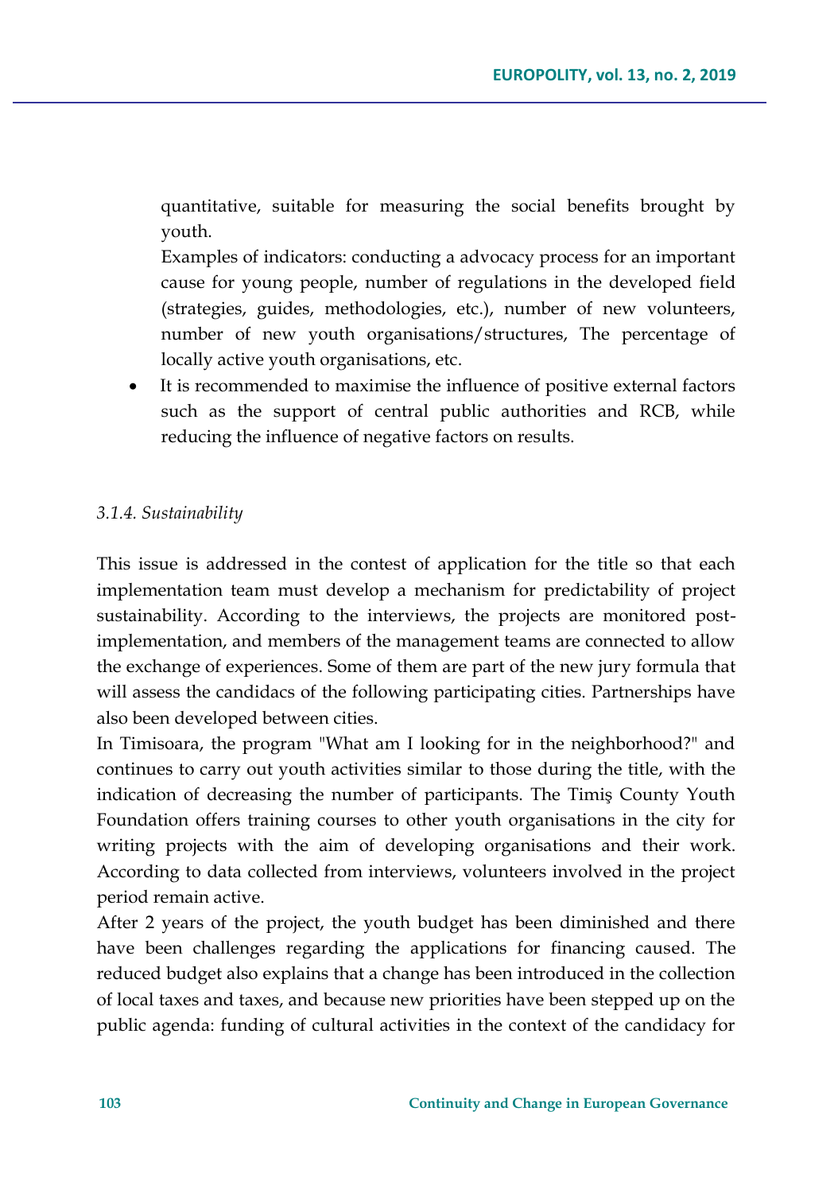quantitative, suitable for measuring the social benefits brought by youth.

Examples of indicators: conducting a advocacy process for an important cause for young people, number of regulations in the developed field (strategies, guides, methodologies, etc.), number of new volunteers, number of new youth organisations/structures, The percentage of locally active youth organisations, etc.

- It is recommended to maximise the influence of positive external factors such as the support of central public authorities and RCB, while reducing the influence of negative factors on results.

*3.1.4. Sustainability*

This issue is addressed in the contest of application for the title so that each implementation team must develop a mechanism for predictability of project sustainability. According to the interviews, the projects are monitored post-implementation, and members of the management teams are connected to allow the exchange of experiences. Some of them are part of the new jury formula that will assess the candidacs of the following participating cities. Partnerships have also been developed between cities.

In Timisoara, the program "What am I looking for in the neighborhood?" and continues to carry out youth activities similar to those during the title, with the indication of decreasing the number of participants. The Timiş County Youth Foundation offers training courses to other youth organisations in the city for writing projects with the aim of developing organisations and their work. According to data collected from interviews, volunteers involved in the project period remain active.

After 2 years of the project, the youth budget has been diminished and there have been challenges regarding the applications for financing caused. The reduced budget also explains that a change has been introduced in the collection of local taxes and taxes, and because new priorities have been stepped up on the public agenda: funding of cultural activities in the context of the candidacy for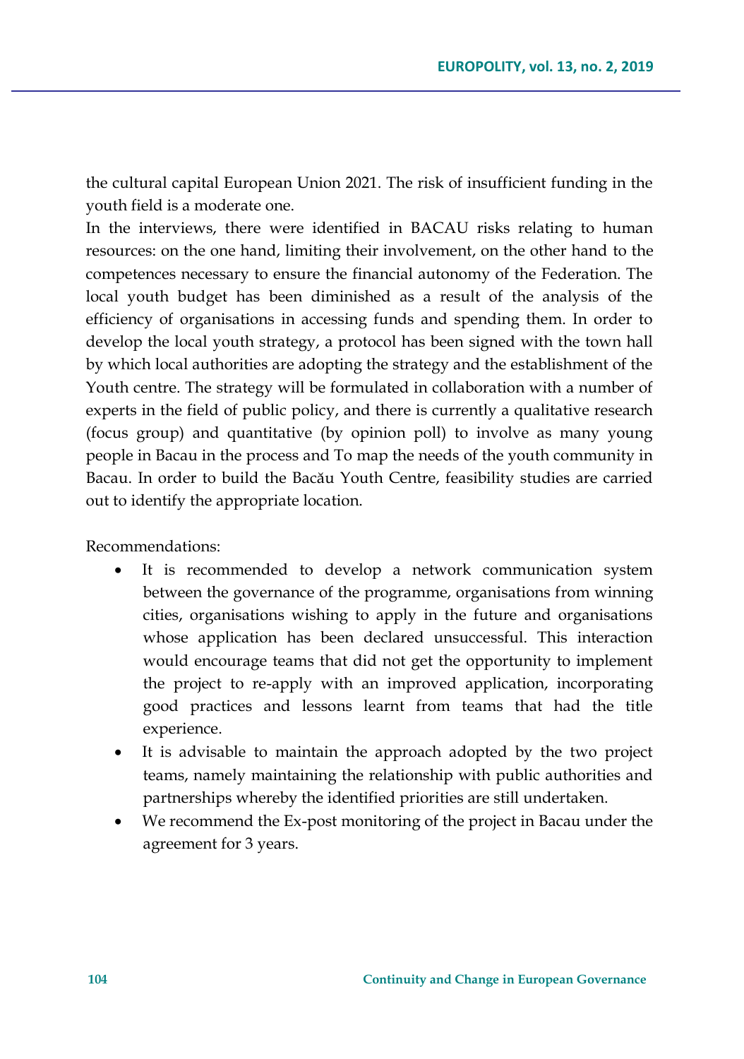the cultural capital European Union 2021. The risk of insufficient funding in the youth field is a moderate one.

In the interviews, there were identified in BACAU risks relating to human resources: on the one hand, limiting their involvement, on the other hand to the competences necessary to ensure the financial autonomy of the Federation. The local youth budget has been diminished as a result of the analysis of the efficiency of organisations in accessing funds and spending them. In order to develop the local youth strategy, a protocol has been signed with the town hall by which local authorities are adopting the strategy and the establishment of the Youth centre. The strategy will be formulated in collaboration with a number of experts in the field of public policy, and there is currently a qualitative research (focus group) and quantitative (by opinion poll) to involve as many young people in Bacau in the process and To map the needs of the youth community in Bacau. In order to build the Bacău Youth Centre, feasibility studies are carried out to identify the appropriate location.

Recommendations:

- It is recommended to develop a network communication system between the governance of the programme, organisations from winning cities, organisations wishing to apply in the future and organisations whose application has been declared unsuccessful. This interaction would encourage teams that did not get the opportunity to implement the project to re-apply with an improved application, incorporating good practices and lessons learnt from teams that had the title experience.
- It is advisable to maintain the approach adopted by the two project teams, namely maintaining the relationship with public authorities and partnerships whereby the identified priorities are still undertaken.
- We recommend the Ex-post monitoring of the project in Bacau under the agreement for 3 years.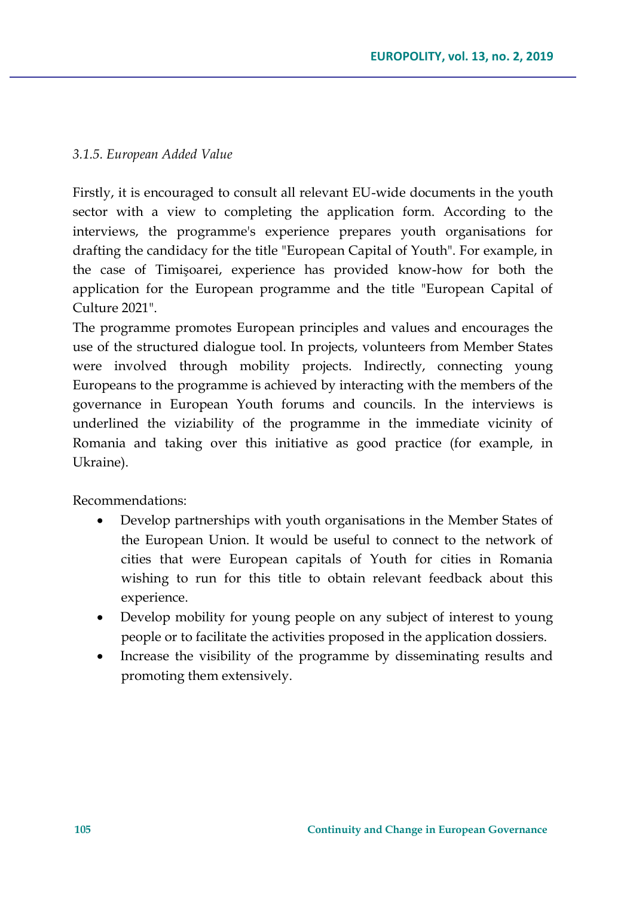### *3.1.5. European Added Value*

Firstly, it is encouraged to consult all relevant EU-wide documents in the youth sector with a view to completing the application form. According to the interviews, the programme's experience prepares youth organisations for drafting the candidacy for the title "European Capital of Youth". For example, in the case of Timişoarei, experience has provided know-how for both the application for the European programme and the title "European Capital of Culture 2021".

The programme promotes European principles and values and encourages the use of the structured dialogue tool. In projects, volunteers from Member States were involved through mobility projects. Indirectly, connecting young Europeans to the programme is achieved by interacting with the members of the governance in European Youth forums and councils. In the interviews is underlined the viziability of the programme in the immediate vicinity of Romania and taking over this initiative as good practice (for example, in Ukraine).

Recommendations:

- Develop partnerships with youth organisations in the Member States of the European Union. It would be useful to connect to the network of cities that were European capitals of Youth for cities in Romania wishing to run for this title to obtain relevant feedback about this experience.
- Develop mobility for young people on any subject of interest to young people or to facilitate the activities proposed in the application dossiers.
- Increase the visibility of the programme by disseminating results and promoting them extensively.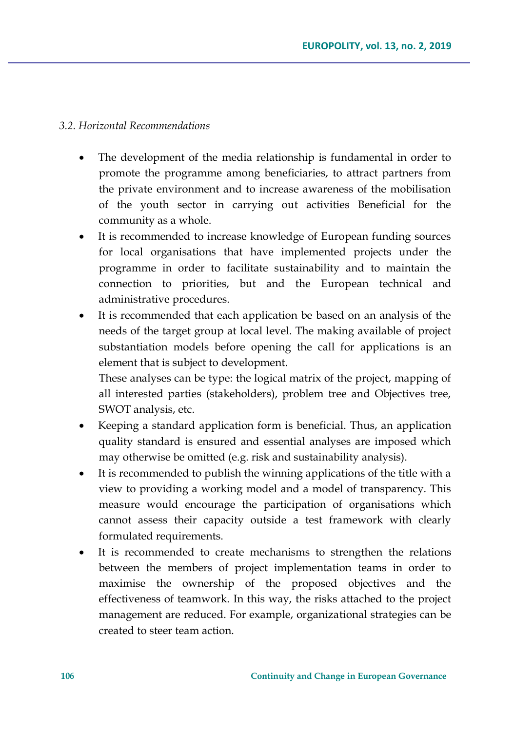*3.2. Horizontal Recommendations*

- The development of the media relationship is fundamental in order to promote the programme among beneficiaries, to attract partners from the private environment and to increase awareness of the mobilisation of the youth sector in carrying out activities Beneficial for the community as a whole.
- It is recommended to increase knowledge of European funding sources for local organisations that have implemented projects under the programme in order to facilitate sustainability and to maintain the connection to priorities, but and the European technical and administrative procedures.
- It is recommended that each application be based on an analysis of the needs of the target group at local level. The making available of project substantiation models before opening the call for applications is an element that is subject to development.
  These analyses can be type: the logical matrix of the project, mapping of all interested parties (stakeholders), problem tree and Objectives tree, SWOT analysis, etc.
- Keeping a standard application form is beneficial. Thus, an application quality standard is ensured and essential analyses are imposed which may otherwise be omitted (e.g. risk and sustainability analysis).
- It is recommended to publish the winning applications of the title with a view to providing a working model and a model of transparency. This measure would encourage the participation of organisations which cannot assess their capacity outside a test framework with clearly formulated requirements.
- It is recommended to create mechanisms to strengthen the relations between the members of project implementation teams in order to maximise the ownership of the proposed objectives and the effectiveness of teamwork. In this way, the risks attached to the project management are reduced. For example, organizational strategies can be created to steer team action.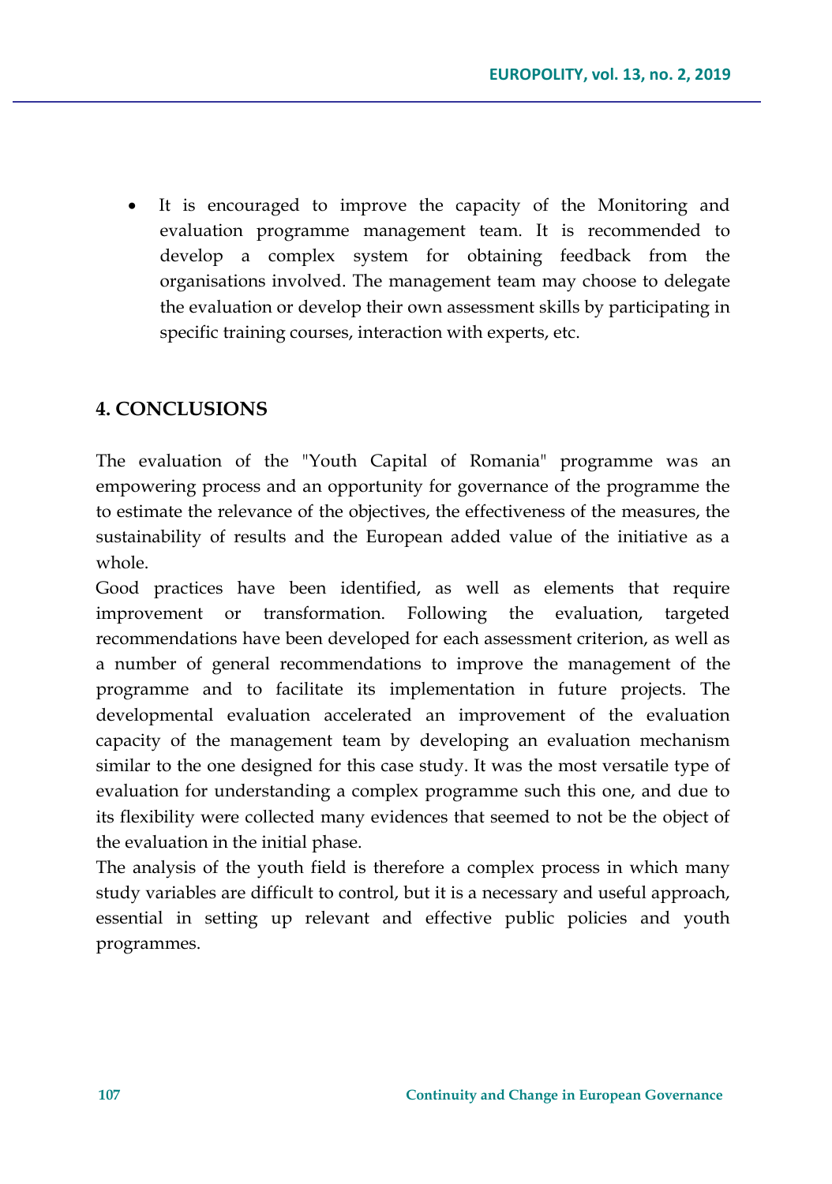- It is encouraged to improve the capacity of the Monitoring and evaluation programme management team. It is recommended to develop a complex system for obtaining feedback from the organisations involved. The management team may choose to delegate the evaluation or develop their own assessment skills by participating in specific training courses, interaction with experts, etc.

## 4. CONCLUSIONS

The evaluation of the "Youth Capital of Romania" programme was an empowering process and an opportunity for governance of the programme the to estimate the relevance of the objectives, the effectiveness of the measures, the sustainability of results and the European added value of the initiative as a whole.

Good practices have been identified, as well as elements that require improvement or transformation. Following the evaluation, targeted recommendations have been developed for each assessment criterion, as well as a number of general recommendations to improve the management of the programme and to facilitate its implementation in future projects. The developmental evaluation accelerated an improvement of the evaluation capacity of the management team by developing an evaluation mechanism similar to the one designed for this case study. It was the most versatile type of evaluation for understanding a complex programme such this one, and due to its flexibility were collected many evidences that seemed to not be the object of the evaluation in the initial phase.

The analysis of the youth field is therefore a complex process in which many study variables are difficult to control, but it is a necessary and useful approach, essential in setting up relevant and effective public policies and youth programmes.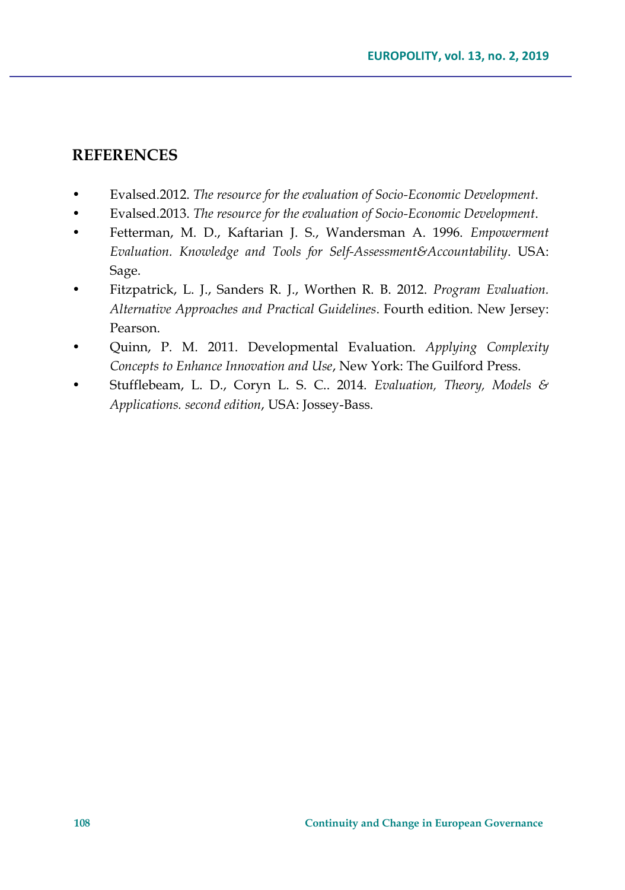## REFERENCES

- Evalsed.2012. *The resource for the evaluation of Socio-Economic Development*.
- Evalsed.2013. *The resource for the evaluation of Socio-Economic Development*.
- Fetterman, M. D., Kaftarian J. S., Wandersman A. 1996. *Empowerment Evaluation. Knowledge and Tools for Self-Assessment&Accountability*. USA: Sage.
- Fitzpatrick, L. J., Sanders R. J., Worthen R. B. 2012. *Program Evaluation. Alternative Approaches and Practical Guidelines*. Fourth edition. New Jersey: Pearson.
- Quinn, P. M. 2011. Developmental Evaluation. *Applying Complexity Concepts to Enhance Innovation and Use*, New York: The Guilford Press.
- Stufflebeam, L. D., Coryn L. S. C.. 2014. *Evaluation, Theory, Models & Applications. second edition*, USA: Jossey-Bass.